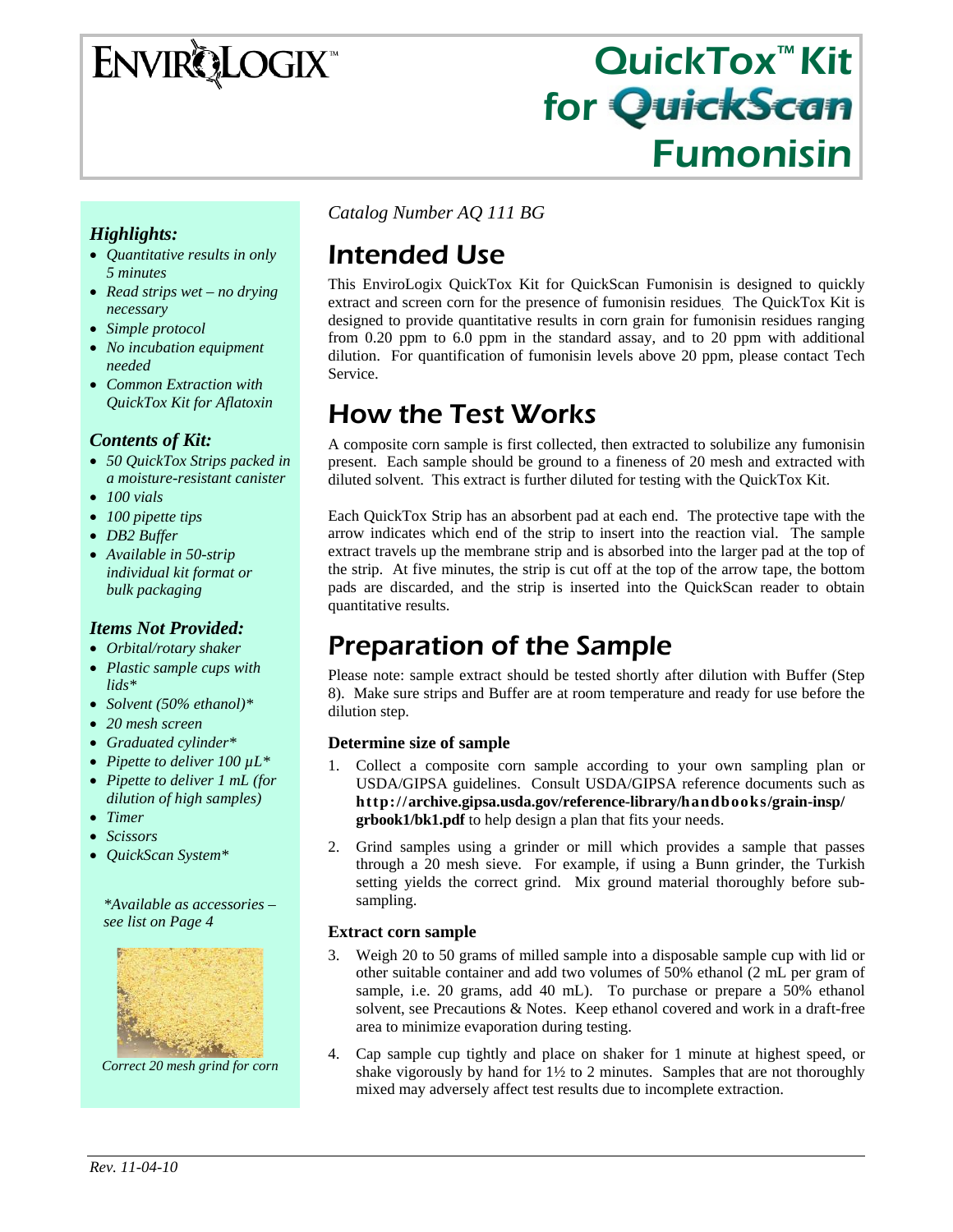# EnviroLogix™

# QuickTox™ Kit for QuickScan Fumonisin

### *Highlights:*

- *Quantitative results in only 5 minutes*
- *Read strips wet – no drying necessary*
- *Simple protocol*
- *No incubation equipment needed*
- *Common Extraction with QuickTox Kit for Aflatoxin*

### *Contents of Kit:*

- *50 QuickTox Strips packed in a moisture-resistant canister*
- *100 vials*
- *100 pipette tips*
- *DB2 Buffer*
- *Available in 50-strip individual kit format or bulk packaging*

### *Items Not Provided:*

- *Orbital/rotary shaker*
- *Plastic sample cups with lids\**
- *Solvent (50% ethanol)\**
- *20 mesh screen*
- *Graduated cylinder\**
- *Pipette to deliver 100 µL\**
- *Pipette to deliver 1 mL (for dilution of high samples)*
- *Timer*
- *Scissors*
- *QuickScan System\**

*\*Available as accessories – see list on Page 4*

*Correct 20 mesh grind for corn*

*Catalog Number AQ 111 BG*

## Intended Use

This EnviroLogix QuickTox Kit for QuickScan Fumonisin is designed to quickly extract and screen corn for the presence of fumonisin residues. The QuickTox Kit is designed to provide quantitative results in corn grain for fumonisin residues ranging from 0.20 ppm to 6.0 ppm in the standard assay, and to 20 ppm with additional dilution. For quantification of fumonisin levels above 20 ppm, please contact Tech Service.

## How the Test Works

A composite corn sample is first collected, then extracted to solubilize any fumonisin present. Each sample should be ground to a fineness of 20 mesh and extracted with diluted solvent. This extract is further diluted for testing with the QuickTox Kit.

Each QuickTox Strip has an absorbent pad at each end. The protective tape with the arrow indicates which end of the strip to insert into the reaction vial. The sample extract travels up the membrane strip and is absorbed into the larger pad at the top of the strip. At five minutes, the strip is cut off at the top of the arrow tape, the bottom pads are discarded, and the strip is inserted into the QuickScan reader to obtain quantitative results.

## Preparation of the Sample

Please note: sample extract should be tested shortly after dilution with Buffer (Step 8). Make sure strips and Buffer are at room temperature and ready for use before the dilution step.

### Determine size of sample

1. Collect a composite corn sample according to your own sampling plan or USDA/GIPSA guidelines. Consult USDA/GIPSA reference documents such as **http://archive.gipsa.usda.gov/reference-library/handbooks/grain-insp/grbook1/bk1.pdf** to help design a plan that fits your needs.
2. Grind samples using a grinder or mill which provides a sample that passes through a 20 mesh sieve. For example, if using a Bunn grinder, the Turkish setting yields the correct grind. Mix ground material thoroughly before sub-sampling.

### Extract corn sample

3. Weigh 20 to 50 grams of milled sample into a disposable sample cup with lid or other suitable container and add two volumes of 50% ethanol (2 mL per gram of sample, i.e. 20 grams, add 40 mL). To purchase or prepare a 50% ethanol solvent, see Precautions & Notes. Keep ethanol covered and work in a draft-free area to minimize evaporation during testing.
4. Cap sample cup tightly and place on shaker for 1 minute at highest speed, or shake vigorously by hand for 1½ to 2 minutes. Samples that are not thoroughly mixed may adversely affect test results due to incomplete extraction.

*Rev. 11-04-10*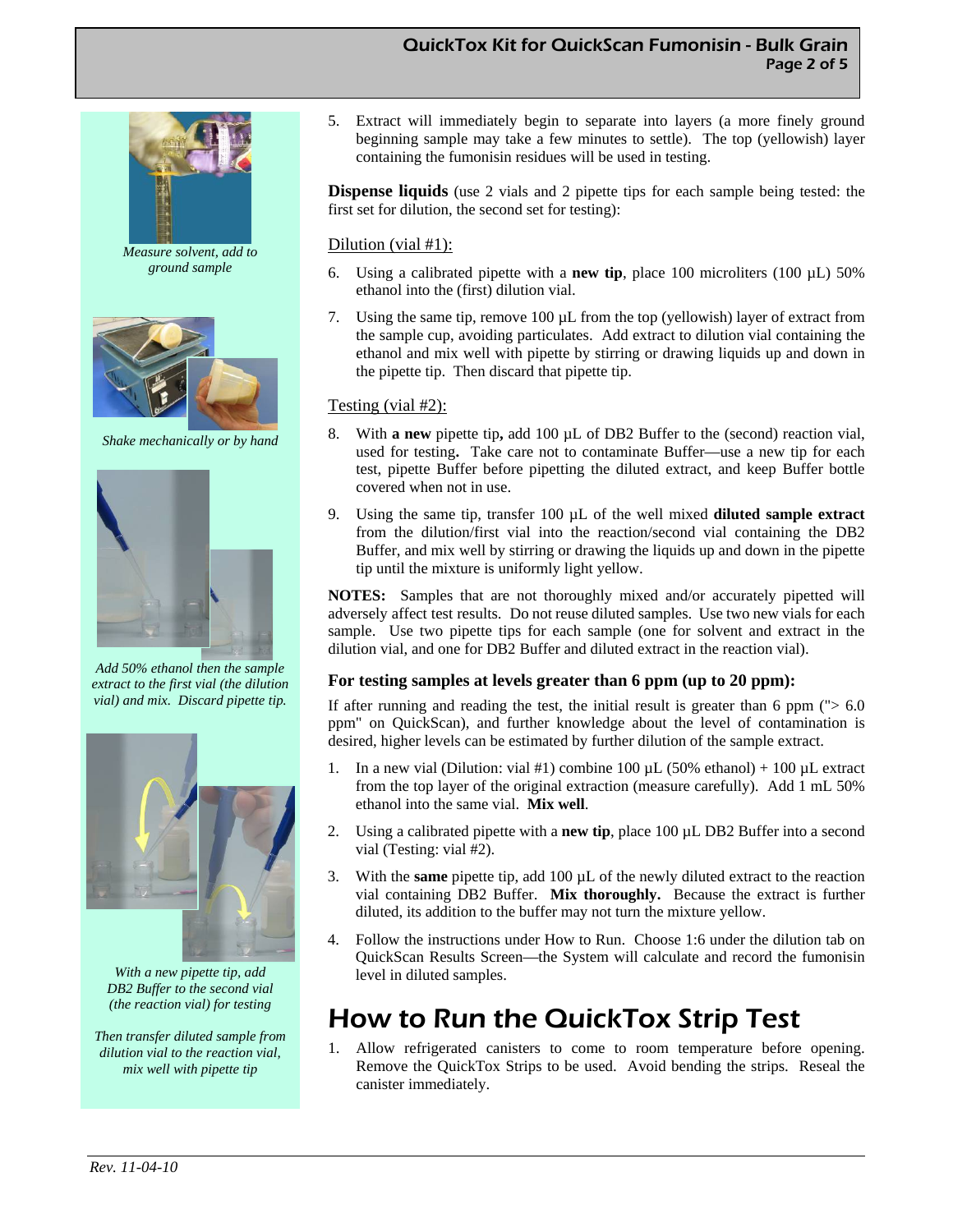*Measure solvent, add to ground sample*

*Shake mechanically or by hand*

*Add 50% ethanol then the sample extract to the first vial (the dilution vial) and mix. Discard pipette tip.*

*With a new pipette tip, add DB2 Buffer to the second vial (the reaction vial) for testing*

*Then transfer diluted sample from dilution vial to the reaction vial, mix well with pipette tip*

5. Extract will immediately begin to separate into layers (a more finely ground beginning sample may take a few minutes to settle). The top (yellowish) layer containing the fumonisin residues will be used in testing.

**Dispense liquids** (use 2 vials and 2 pipette tips for each sample being tested: the first set for dilution, the second set for testing):

Dilution (vial #1):

6. Using a calibrated pipette with a **new tip**, place 100 microliters (100 µL) 50% ethanol into the (first) dilution vial.

7. Using the same tip, remove 100 µL from the top (yellowish) layer of extract from the sample cup, avoiding particulates. Add extract to dilution vial containing the ethanol and mix well with pipette by stirring or drawing liquids up and down in the pipette tip. Then discard that pipette tip.

Testing (vial #2):

8. With **a new** pipette tip**,** add 100 µL of DB2 Buffer to the (second) reaction vial, used for testing**.** Take care not to contaminate Buffer—use a new tip for each test, pipette Buffer before pipetting the diluted extract, and keep Buffer bottle covered when not in use.

9. Using the same tip, transfer 100 µL of the well mixed **diluted sample extract** from the dilution/first vial into the reaction/second vial containing the DB2 Buffer, and mix well by stirring or drawing the liquids up and down in the pipette tip until the mixture is uniformly light yellow.

**NOTES:** Samples that are not thoroughly mixed and/or accurately pipetted will adversely affect test results. Do not reuse diluted samples. Use two new vials for each sample. Use two pipette tips for each sample (one for solvent and extract in the dilution vial, and one for DB2 Buffer and diluted extract in the reaction vial).

### For testing samples at levels greater than 6 ppm (up to 20 ppm):

If after running and reading the test, the initial result is greater than 6 ppm ("> 6.0 ppm" on QuickScan), and further knowledge about the level of contamination is desired, higher levels can be estimated by further dilution of the sample extract.

1. In a new vial (Dilution: vial #1) combine 100 µL (50% ethanol) + 100 µL extract from the top layer of the original extraction (measure carefully). Add 1 mL 50% ethanol into the same vial. **Mix well**.

2. Using a calibrated pipette with a **new tip**, place 100 µL DB2 Buffer into a second vial (Testing: vial #2).

3. With the **same** pipette tip, add 100 µL of the newly diluted extract to the reaction vial containing DB2 Buffer. **Mix thoroughly.** Because the extract is further diluted, its addition to the buffer may not turn the mixture yellow.

4. Follow the instructions under How to Run. Choose 1:6 under the dilution tab on QuickScan Results Screen—the System will calculate and record the fumonisin level in diluted samples.

# How to Run the QuickTox Strip Test

1. Allow refrigerated canisters to come to room temperature before opening. Remove the QuickTox Strips to be used. Avoid bending the strips. Reseal the canister immediately.

*Rev. 11-04-10*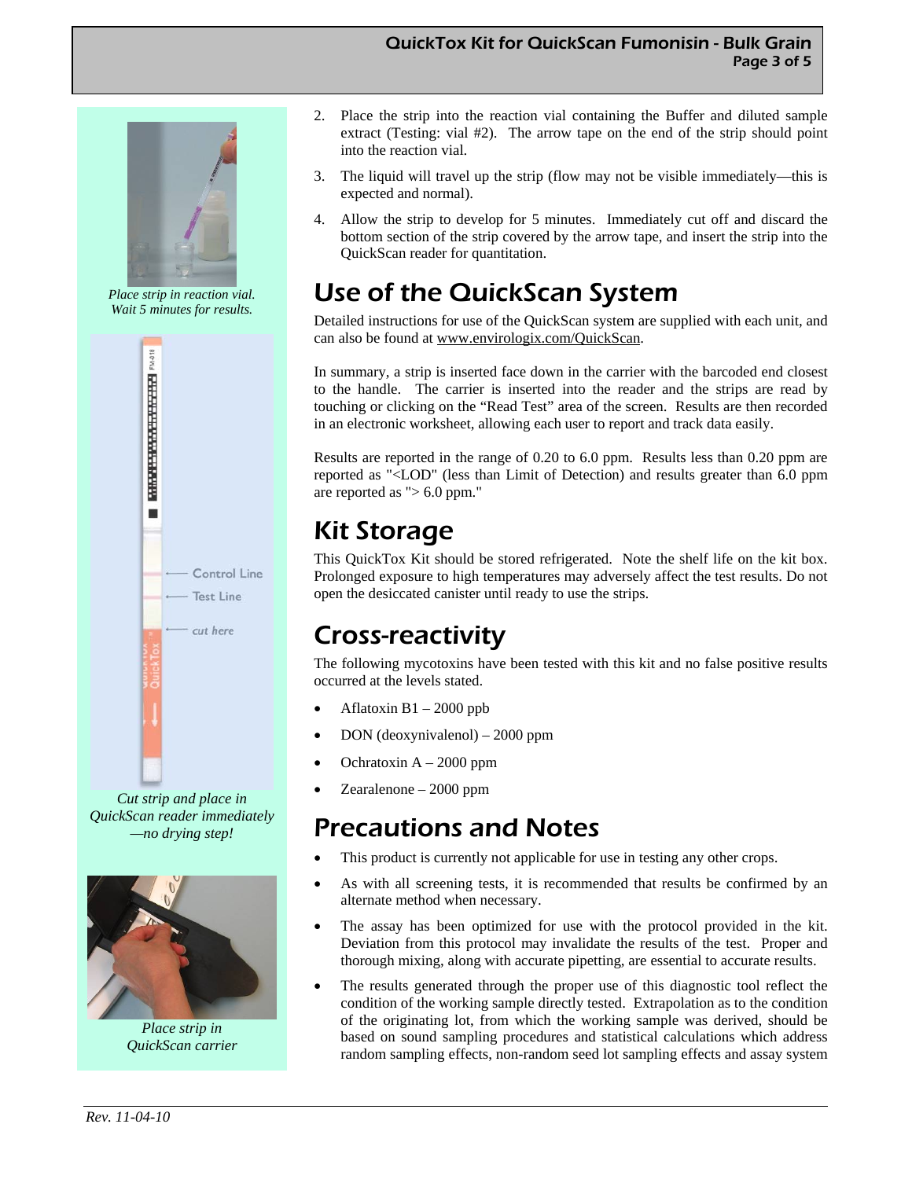*Place strip in reaction vial. Wait 5 minutes for results.*

Control Line

Test Line

cut here

*Cut strip and place in QuickScan reader immediately —no drying step!*

*Place strip in QuickScan carrier*

2. Place the strip into the reaction vial containing the Buffer and diluted sample extract (Testing: vial #2). The arrow tape on the end of the strip should point into the reaction vial.
3. The liquid will travel up the strip (flow may not be visible immediately—this is expected and normal).
4. Allow the strip to develop for 5 minutes. Immediately cut off and discard the bottom section of the strip covered by the arrow tape, and insert the strip into the QuickScan reader for quantitation.

# Use of the QuickScan System

Detailed instructions for use of the QuickScan system are supplied with each unit, and can also be found at www.envirologix.com/QuickScan.

In summary, a strip is inserted face down in the carrier with the barcoded end closest to the handle. The carrier is inserted into the reader and the strips are read by touching or clicking on the "Read Test" area of the screen. Results are then recorded in an electronic worksheet, allowing each user to report and track data easily.

Results are reported in the range of 0.20 to 6.0 ppm. Results less than 0.20 ppm are reported as "<LOD" (less than Limit of Detection) and results greater than 6.0 ppm are reported as "> 6.0 ppm."

# Kit Storage

This QuickTox Kit should be stored refrigerated. Note the shelf life on the kit box. Prolonged exposure to high temperatures may adversely affect the test results. Do not open the desiccated canister until ready to use the strips.

# Cross-reactivity

The following mycotoxins have been tested with this kit and no false positive results occurred at the levels stated.

- Aflatoxin B1 – 2000 ppb
- DON (deoxynivalenol) – 2000 ppm
- Ochratoxin A – 2000 ppm
- Zearalenone – 2000 ppm

# Precautions and Notes

- This product is currently not applicable for use in testing any other crops.
- As with all screening tests, it is recommended that results be confirmed by an alternate method when necessary.
- The assay has been optimized for use with the protocol provided in the kit. Deviation from this protocol may invalidate the results of the test. Proper and thorough mixing, along with accurate pipetting, are essential to accurate results.
- The results generated through the proper use of this diagnostic tool reflect the condition of the working sample directly tested. Extrapolation as to the condition of the originating lot, from which the working sample was derived, should be based on sound sampling procedures and statistical calculations which address random sampling effects, non-random seed lot sampling effects and assay system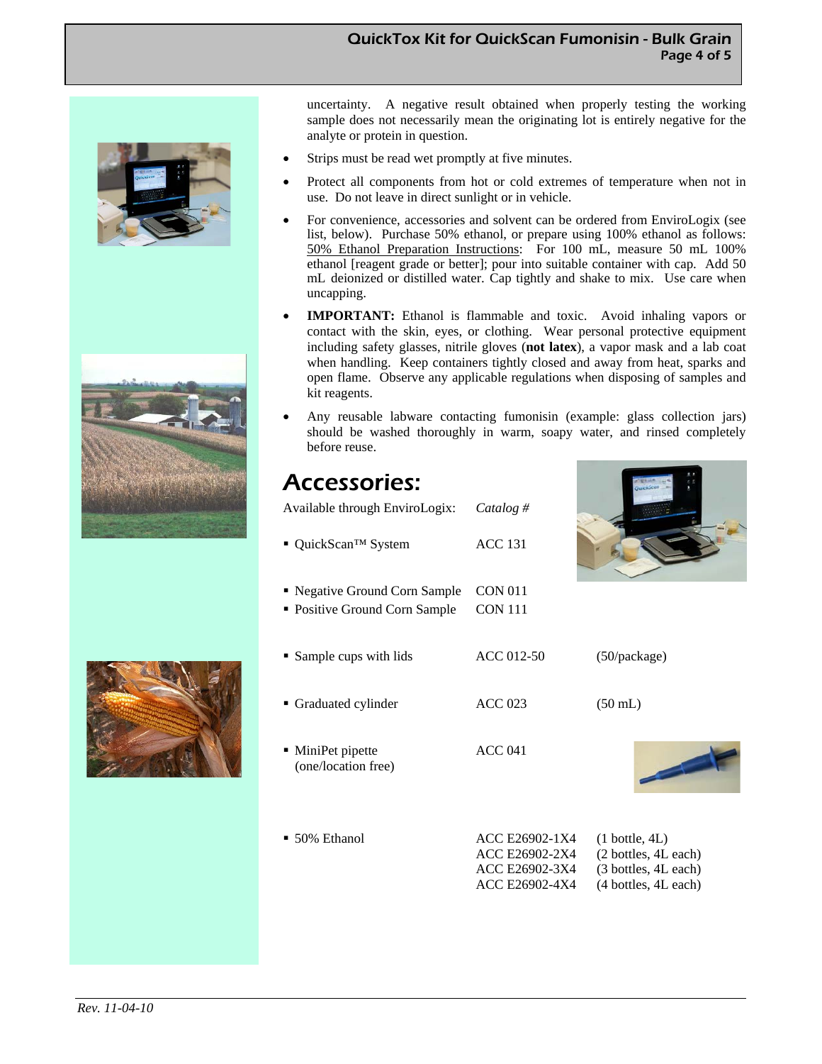uncertainty. A negative result obtained when properly testing the working sample does not necessarily mean the originating lot is entirely negative for the analyte or protein in question.

- Strips must be read wet promptly at five minutes.
- Protect all components from hot or cold extremes of temperature when not in use. Do not leave in direct sunlight or in vehicle.
- For convenience, accessories and solvent can be ordered from EnviroLogix (see list, below). Purchase 50% ethanol, or prepare using 100% ethanol as follows: 50% Ethanol Preparation Instructions: For 100 mL, measure 50 mL 100% ethanol [reagent grade or better]; pour into suitable container with cap. Add 50 mL deionized or distilled water. Cap tightly and shake to mix. Use care when uncapping.
- **IMPORTANT:** Ethanol is flammable and toxic. Avoid inhaling vapors or contact with the skin, eyes, or clothing. Wear personal protective equipment including safety glasses, nitrile gloves (**not latex**), a vapor mask and a lab coat when handling. Keep containers tightly closed and away from heat, sparks and open flame. Observe any applicable regulations when disposing of samples and kit reagents.
- Any reusable labware contacting fumonisin (example: glass collection jars) should be washed thoroughly in warm, soapy water, and rinsed completely before reuse.

## Accessories:

| Available through EnviroLogix: | *Catalog #* | |
|---|---|---|
| ▪ QuickScan™ System | ACC 131 | |
| ▪ Negative Ground Corn Sample | CON 011 | |
| ▪ Positive Ground Corn Sample | CON 111 | |
| ▪ Sample cups with lids | ACC 012-50 | (50/package) |
| ▪ Graduated cylinder | ACC 023 | (50 mL) |
| ▪ MiniPet pipette (one/location free) | ACC 041 | |
| ▪ 50% Ethanol | ACC E26902-1X4 | (1 bottle, 4L) |
| | ACC E26902-2X4 | (2 bottles, 4L each) |
| | ACC E26902-3X4 | (3 bottles, 4L each) |
| | ACC E26902-4X4 | (4 bottles, 4L each) |

*Rev. 11-04-10*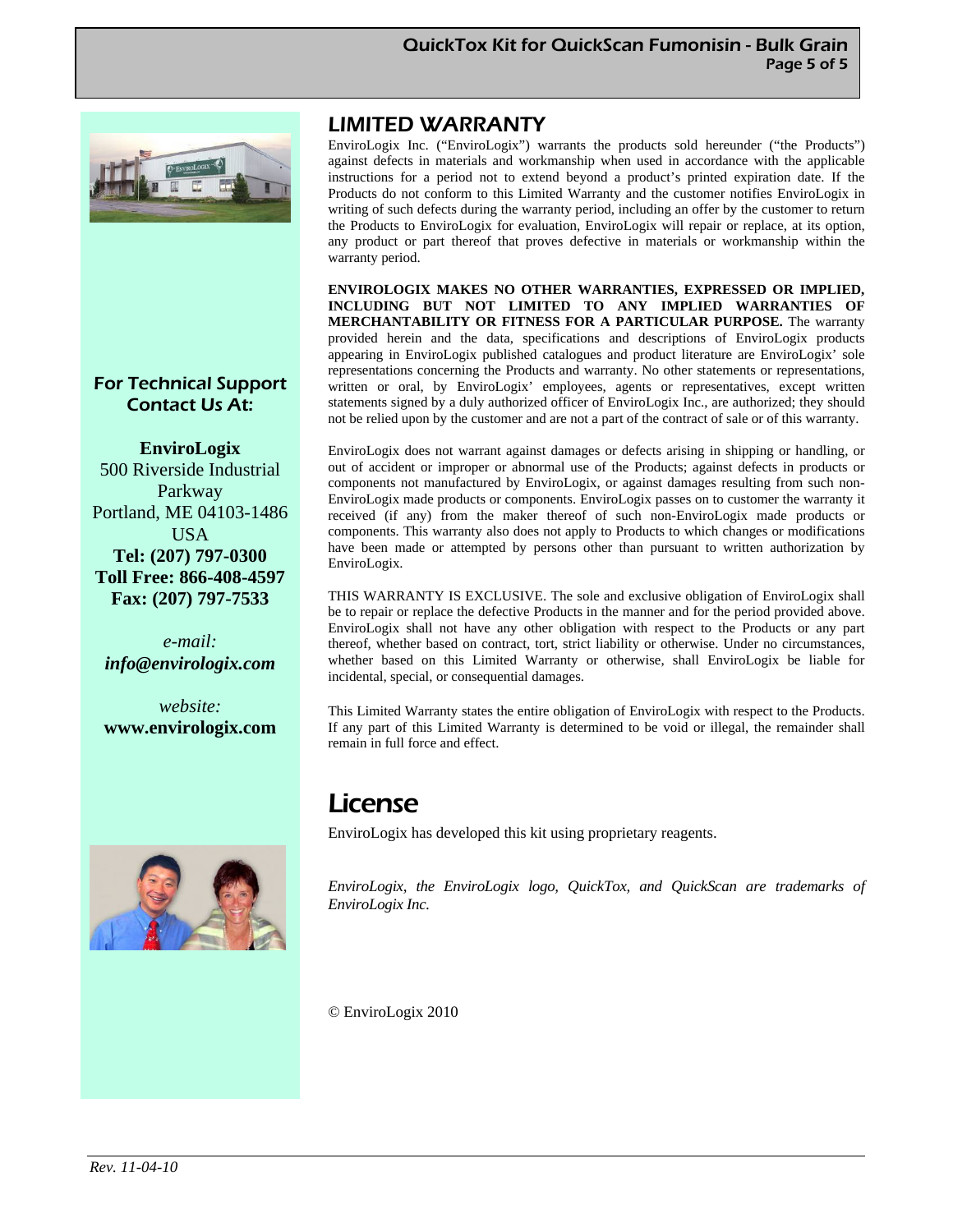## LIMITED WARRANTY

EnviroLogix Inc. ("EnviroLogix") warrants the products sold hereunder ("the Products") against defects in materials and workmanship when used in accordance with the applicable instructions for a period not to extend beyond a product's printed expiration date. If the Products do not conform to this Limited Warranty and the customer notifies EnviroLogix in writing of such defects during the warranty period, including an offer by the customer to return the Products to EnviroLogix for evaluation, EnviroLogix will repair or replace, at its option, any product or part thereof that proves defective in materials or workmanship within the warranty period.

**ENVIROLOGIX MAKES NO OTHER WARRANTIES, EXPRESSED OR IMPLIED, INCLUDING BUT NOT LIMITED TO ANY IMPLIED WARRANTIES OF MERCHANTABILITY OR FITNESS FOR A PARTICULAR PURPOSE.** The warranty provided herein and the data, specifications and descriptions of EnviroLogix products appearing in EnviroLogix published catalogues and product literature are EnviroLogix' sole representations concerning the Products and warranty. No other statements or representations, written or oral, by EnviroLogix' employees, agents or representatives, except written statements signed by a duly authorized officer of EnviroLogix Inc., are authorized; they should not be relied upon by the customer and are not a part of the contract of sale or of this warranty.

EnviroLogix does not warrant against damages or defects arising in shipping or handling, or out of accident or improper or abnormal use of the Products; against defects in products or components not manufactured by EnviroLogix, or against damages resulting from such non-EnviroLogix made products or components. EnviroLogix passes on to customer the warranty it received (if any) from the maker thereof of such non-EnviroLogix made products or components. This warranty also does not apply to Products to which changes or modifications have been made or attempted by persons other than pursuant to written authorization by EnviroLogix.

THIS WARRANTY IS EXCLUSIVE. The sole and exclusive obligation of EnviroLogix shall be to repair or replace the defective Products in the manner and for the period provided above. EnviroLogix shall not have any other obligation with respect to the Products or any part thereof, whether based on contract, tort, strict liability or otherwise. Under no circumstances, whether based on this Limited Warranty or otherwise, shall EnviroLogix be liable for incidental, special, or consequential damages.

This Limited Warranty states the entire obligation of EnviroLogix with respect to the Products. If any part of this Limited Warranty is determined to be void or illegal, the remainder shall remain in full force and effect.

## License

EnviroLogix has developed this kit using proprietary reagents.

*EnviroLogix, the EnviroLogix logo, QuickTox, and QuickScan are trademarks of EnviroLogix Inc.*

© EnviroLogix 2010

### For Technical Support Contact Us At:

**EnviroLogix**
500 Riverside Industrial Parkway
Portland, ME 04103-1486
USA
**Tel: (207) 797-0300**
**Toll Free: 866-408-4597**
**Fax: (207) 797-7533**

*e-mail:*
***info@envirologix.com***

*website:*
**www.envirologix.com**

*Rev. 11-04-10*